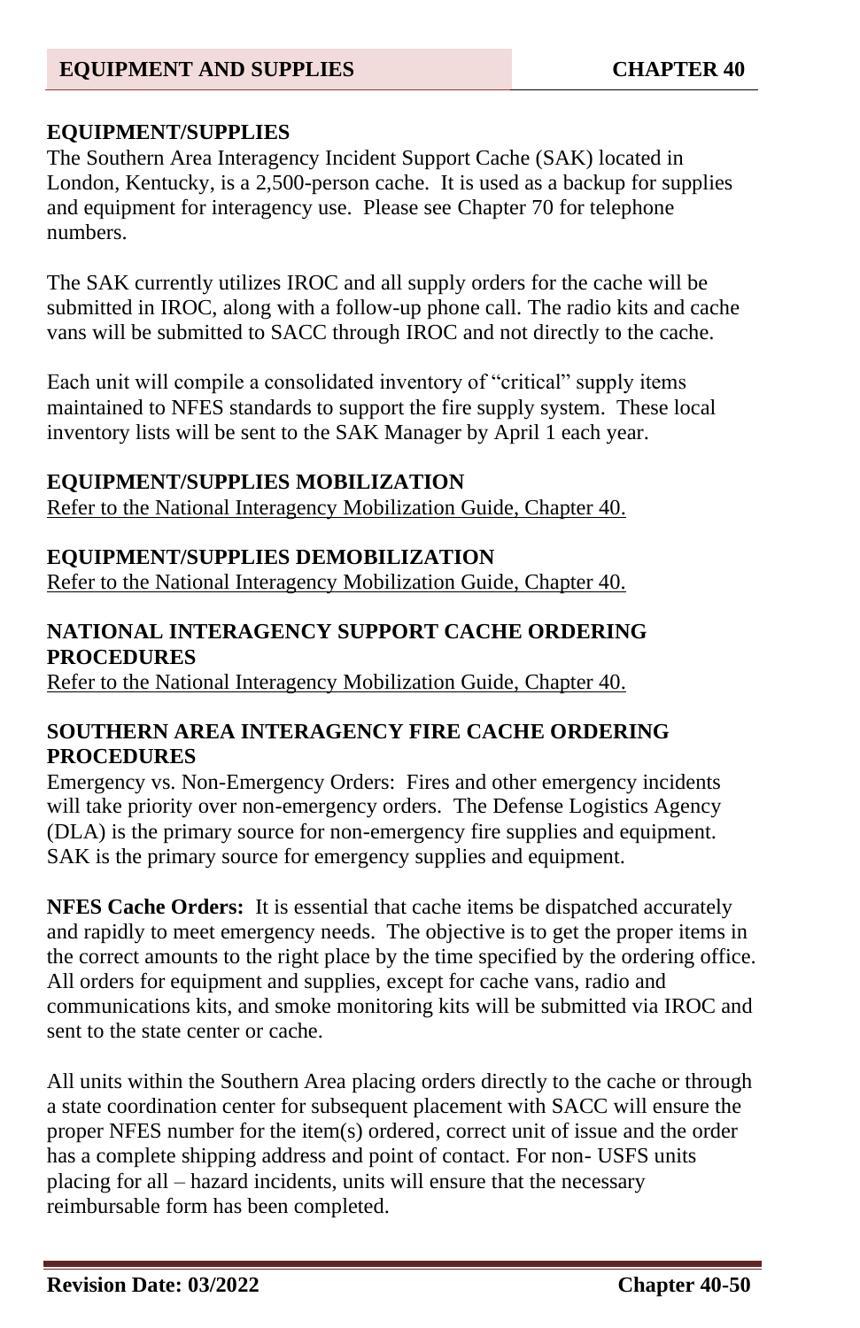## EQUIPMENT/SUPPLIES

The Southern Area Interagency Incident Support Cache (SAK) located in London, Kentucky, is a 2,500-person cache. It is used as a backup for supplies and equipment for interagency use. Please see Chapter 70 for telephone numbers.

The SAK currently utilizes IROC and all supply orders for the cache will be submitted in IROC, along with a follow-up phone call. The radio kits and cache vans will be submitted to SACC through IROC and not directly to the cache.

Each unit will compile a consolidated inventory of "critical" supply items maintained to NFES standards to support the fire supply system. These local inventory lists will be sent to the SAK Manager by April 1 each year.

## EQUIPMENT/SUPPLIES MOBILIZATION

Refer to the National Interagency Mobilization Guide, Chapter 40.

## EQUIPMENT/SUPPLIES DEMOBILIZATION

Refer to the National Interagency Mobilization Guide, Chapter 40.

## NATIONAL INTERAGENCY SUPPORT CACHE ORDERING PROCEDURES

Refer to the National Interagency Mobilization Guide, Chapter 40.

## SOUTHERN AREA INTERAGENCY FIRE CACHE ORDERING PROCEDURES

Emergency vs. Non-Emergency Orders: Fires and other emergency incidents will take priority over non-emergency orders. The Defense Logistics Agency (DLA) is the primary source for non-emergency fire supplies and equipment. SAK is the primary source for emergency supplies and equipment.

**NFES Cache Orders:** It is essential that cache items be dispatched accurately and rapidly to meet emergency needs. The objective is to get the proper items in the correct amounts to the right place by the time specified by the ordering office. All orders for equipment and supplies, except for cache vans, radio and communications kits, and smoke monitoring kits will be submitted via IROC and sent to the state center or cache.

All units within the Southern Area placing orders directly to the cache or through a state coordination center for subsequent placement with SACC will ensure the proper NFES number for the item(s) ordered, correct unit of issue and the order has a complete shipping address and point of contact. For non- USFS units placing for all – hazard incidents, units will ensure that the necessary reimbursable form has been completed.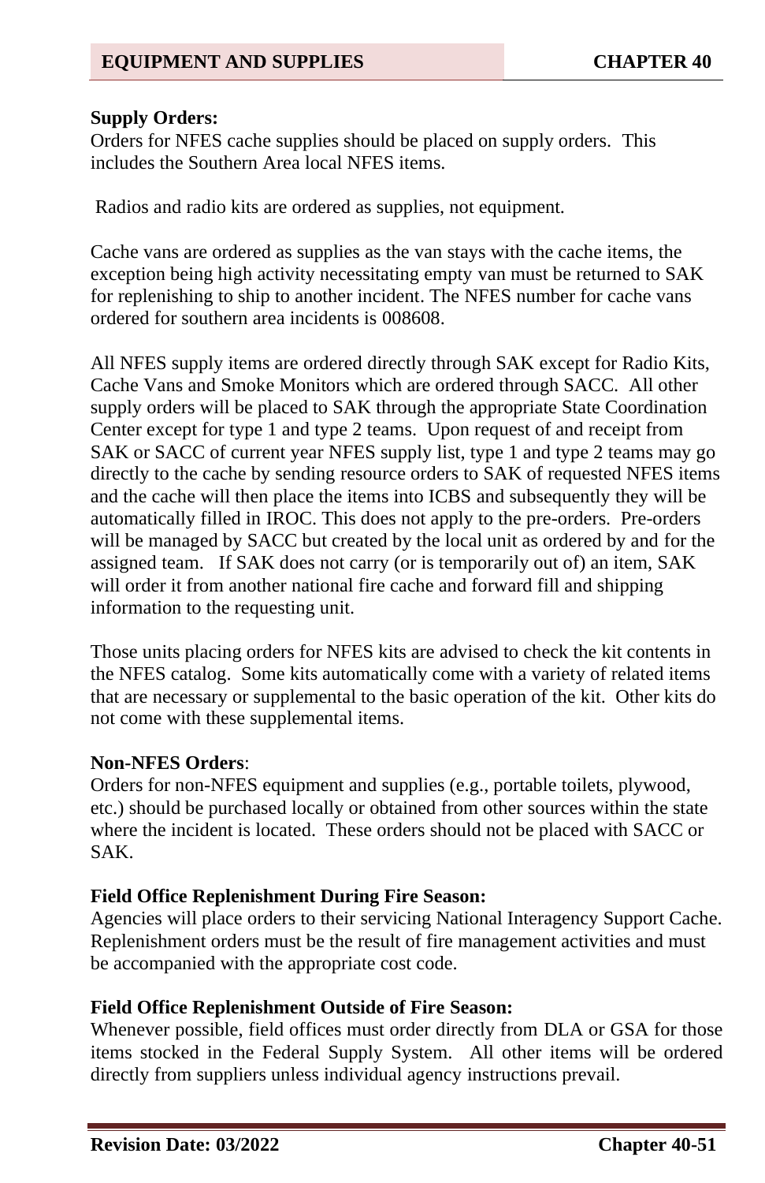**Supply Orders:**
Orders for NFES cache supplies should be placed on supply orders. This includes the Southern Area local NFES items.

Radios and radio kits are ordered as supplies, not equipment.

Cache vans are ordered as supplies as the van stays with the cache items, the exception being high activity necessitating empty van must be returned to SAK for replenishing to ship to another incident. The NFES number for cache vans ordered for southern area incidents is 008608.

All NFES supply items are ordered directly through SAK except for Radio Kits, Cache Vans and Smoke Monitors which are ordered through SACC. All other supply orders will be placed to SAK through the appropriate State Coordination Center except for type 1 and type 2 teams. Upon request of and receipt from SAK or SACC of current year NFES supply list, type 1 and type 2 teams may go directly to the cache by sending resource orders to SAK of requested NFES items and the cache will then place the items into ICBS and subsequently they will be automatically filled in IROC. This does not apply to the pre-orders. Pre-orders will be managed by SACC but created by the local unit as ordered by and for the assigned team. If SAK does not carry (or is temporarily out of) an item, SAK will order it from another national fire cache and forward fill and shipping information to the requesting unit.

Those units placing orders for NFES kits are advised to check the kit contents in the NFES catalog. Some kits automatically come with a variety of related items that are necessary or supplemental to the basic operation of the kit. Other kits do not come with these supplemental items.

**Non-NFES Orders**:
Orders for non-NFES equipment and supplies (e.g., portable toilets, plywood, etc.) should be purchased locally or obtained from other sources within the state where the incident is located. These orders should not be placed with SACC or SAK.

**Field Office Replenishment During Fire Season:**
Agencies will place orders to their servicing National Interagency Support Cache. Replenishment orders must be the result of fire management activities and must be accompanied with the appropriate cost code.

**Field Office Replenishment Outside of Fire Season:**
Whenever possible, field offices must order directly from DLA or GSA for those items stocked in the Federal Supply System. All other items will be ordered directly from suppliers unless individual agency instructions prevail.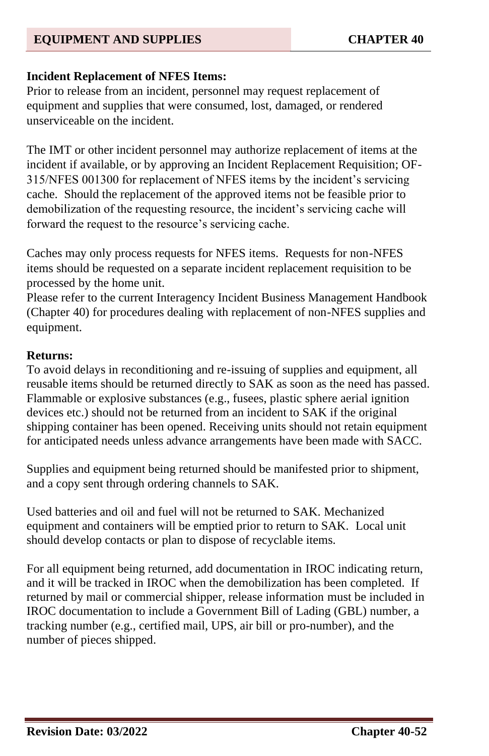**Incident Replacement of NFES Items:**

Prior to release from an incident, personnel may request replacement of equipment and supplies that were consumed, lost, damaged, or rendered unserviceable on the incident.

The IMT or other incident personnel may authorize replacement of items at the incident if available, or by approving an Incident Replacement Requisition; OF-315/NFES 001300 for replacement of NFES items by the incident's servicing cache. Should the replacement of the approved items not be feasible prior to demobilization of the requesting resource, the incident's servicing cache will forward the request to the resource's servicing cache.

Caches may only process requests for NFES items. Requests for non-NFES items should be requested on a separate incident replacement requisition to be processed by the home unit.

Please refer to the current Interagency Incident Business Management Handbook (Chapter 40) for procedures dealing with replacement of non-NFES supplies and equipment.

**Returns:**

To avoid delays in reconditioning and re-issuing of supplies and equipment, all reusable items should be returned directly to SAK as soon as the need has passed. Flammable or explosive substances (e.g., fusees, plastic sphere aerial ignition devices etc.) should not be returned from an incident to SAK if the original shipping container has been opened. Receiving units should not retain equipment for anticipated needs unless advance arrangements have been made with SACC.

Supplies and equipment being returned should be manifested prior to shipment, and a copy sent through ordering channels to SAK.

Used batteries and oil and fuel will not be returned to SAK. Mechanized equipment and containers will be emptied prior to return to SAK. Local unit should develop contacts or plan to dispose of recyclable items.

For all equipment being returned, add documentation in IROC indicating return, and it will be tracked in IROC when the demobilization has been completed. If returned by mail or commercial shipper, release information must be included in IROC documentation to include a Government Bill of Lading (GBL) number, a tracking number (e.g., certified mail, UPS, air bill or pro-number), and the number of pieces shipped.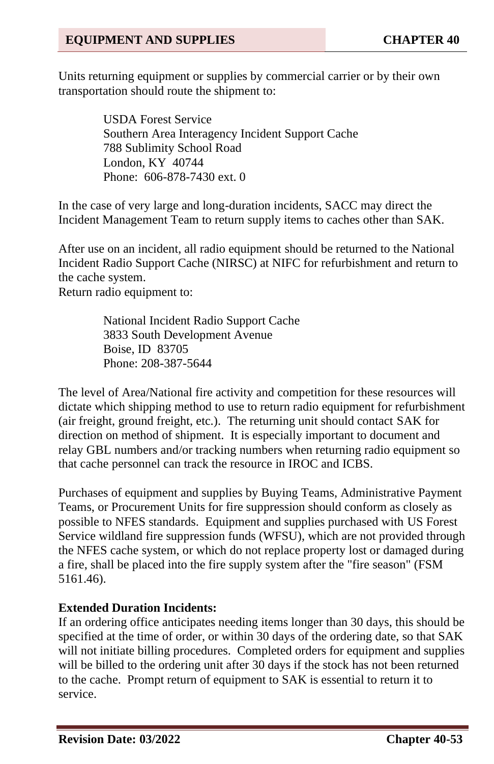Units returning equipment or supplies by commercial carrier or by their own transportation should route the shipment to:

USDA Forest Service
Southern Area Interagency Incident Support Cache
788 Sublimity School Road
London, KY 40744
Phone: 606-878-7430 ext. 0

In the case of very large and long-duration incidents, SACC may direct the Incident Management Team to return supply items to caches other than SAK.

After use on an incident, all radio equipment should be returned to the National Incident Radio Support Cache (NIRSC) at NIFC for refurbishment and return to the cache system.
Return radio equipment to:

National Incident Radio Support Cache
3833 South Development Avenue
Boise, ID 83705
Phone: 208-387-5644

The level of Area/National fire activity and competition for these resources will dictate which shipping method to use to return radio equipment for refurbishment (air freight, ground freight, etc.). The returning unit should contact SAK for direction on method of shipment. It is especially important to document and relay GBL numbers and/or tracking numbers when returning radio equipment so that cache personnel can track the resource in IROC and ICBS.

Purchases of equipment and supplies by Buying Teams, Administrative Payment Teams, or Procurement Units for fire suppression should conform as closely as possible to NFES standards. Equipment and supplies purchased with US Forest Service wildland fire suppression funds (WFSU), which are not provided through the NFES cache system, or which do not replace property lost or damaged during a fire, shall be placed into the fire supply system after the "fire season" (FSM 5161.46).

**Extended Duration Incidents:**
If an ordering office anticipates needing items longer than 30 days, this should be specified at the time of order, or within 30 days of the ordering date, so that SAK will not initiate billing procedures. Completed orders for equipment and supplies will be billed to the ordering unit after 30 days if the stock has not been returned to the cache. Prompt return of equipment to SAK is essential to return it to service.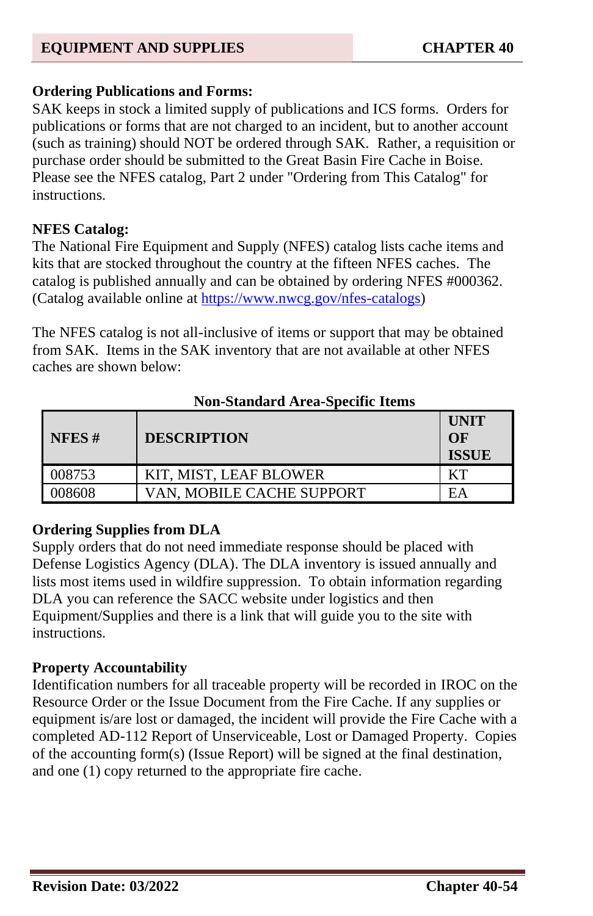### Ordering Publications and Forms:

SAK keeps in stock a limited supply of publications and ICS forms. Orders for publications or forms that are not charged to an incident, but to another account (such as training) should NOT be ordered through SAK. Rather, a requisition or purchase order should be submitted to the Great Basin Fire Cache in Boise. Please see the NFES catalog, Part 2 under "Ordering from This Catalog" for instructions.

### NFES Catalog:

The National Fire Equipment and Supply (NFES) catalog lists cache items and kits that are stocked throughout the country at the fifteen NFES caches. The catalog is published annually and can be obtained by ordering NFES #000362. (Catalog available online at https://www.nwcg.gov/nfes-catalogs)

The NFES catalog is not all-inclusive of items or support that may be obtained from SAK. Items in the SAK inventory that are not available at other NFES caches are shown below:

**Non-Standard Area-Specific Items**

| NFES # | DESCRIPTION | UNIT OF ISSUE |
|---|---|---|
| 008753 | KIT, MIST, LEAF BLOWER | KT |
| 008608 | VAN, MOBILE CACHE SUPPORT | EA |

### Ordering Supplies from DLA

Supply orders that do not need immediate response should be placed with Defense Logistics Agency (DLA). The DLA inventory is issued annually and lists most items used in wildfire suppression. To obtain information regarding DLA you can reference the SACC website under logistics and then Equipment/Supplies and there is a link that will guide you to the site with instructions.

### Property Accountability

Identification numbers for all traceable property will be recorded in IROC on the Resource Order or the Issue Document from the Fire Cache. If any supplies or equipment is/are lost or damaged, the incident will provide the Fire Cache with a completed AD-112 Report of Unserviceable, Lost or Damaged Property. Copies of the accounting form(s) (Issue Report) will be signed at the final destination, and one (1) copy returned to the appropriate fire cache.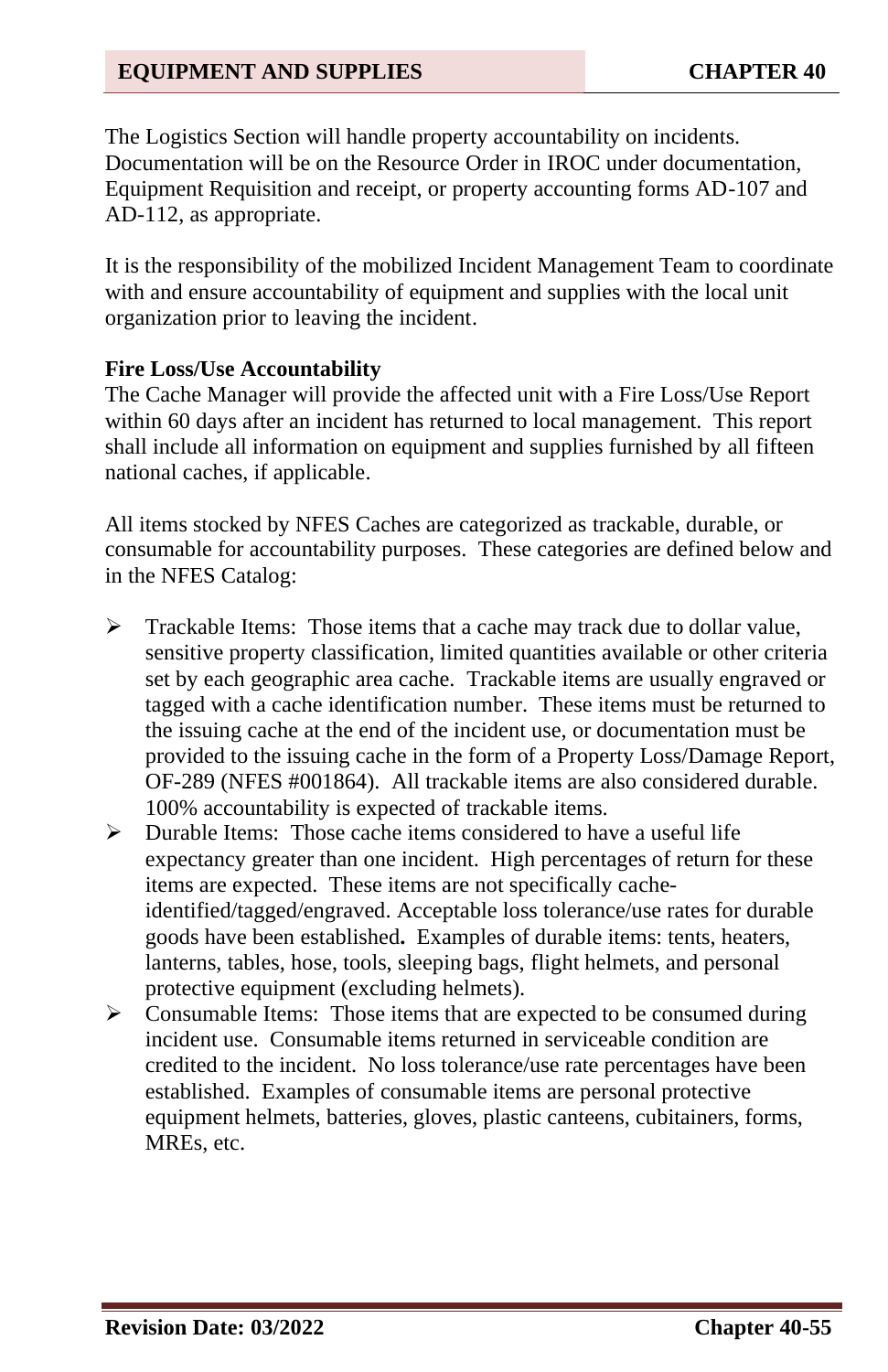The Logistics Section will handle property accountability on incidents. Documentation will be on the Resource Order in IROC under documentation, Equipment Requisition and receipt, or property accounting forms AD-107 and AD-112, as appropriate.

It is the responsibility of the mobilized Incident Management Team to coordinate with and ensure accountability of equipment and supplies with the local unit organization prior to leaving the incident.

**Fire Loss/Use Accountability**

The Cache Manager will provide the affected unit with a Fire Loss/Use Report within 60 days after an incident has returned to local management. This report shall include all information on equipment and supplies furnished by all fifteen national caches, if applicable.

All items stocked by NFES Caches are categorized as trackable, durable, or consumable for accountability purposes. These categories are defined below and in the NFES Catalog:

- Trackable Items: Those items that a cache may track due to dollar value, sensitive property classification, limited quantities available or other criteria set by each geographic area cache. Trackable items are usually engraved or tagged with a cache identification number. These items must be returned to the issuing cache at the end of the incident use, or documentation must be provided to the issuing cache in the form of a Property Loss/Damage Report, OF-289 (NFES #001864). All trackable items are also considered durable. 100% accountability is expected of trackable items.
- Durable Items: Those cache items considered to have a useful life expectancy greater than one incident. High percentages of return for these items are expected. These items are not specifically cache-identified/tagged/engraved. Acceptable loss tolerance/use rates for durable goods have been established**.** Examples of durable items: tents, heaters, lanterns, tables, hose, tools, sleeping bags, flight helmets, and personal protective equipment (excluding helmets).
- Consumable Items: Those items that are expected to be consumed during incident use. Consumable items returned in serviceable condition are credited to the incident. No loss tolerance/use rate percentages have been established. Examples of consumable items are personal protective equipment helmets, batteries, gloves, plastic canteens, cubitainers, forms, MREs, etc.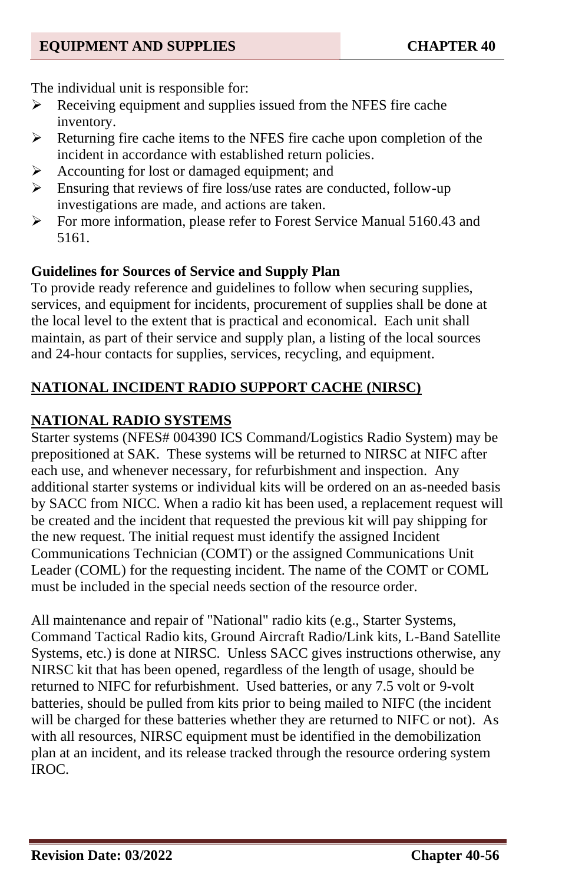The individual unit is responsible for:

- Receiving equipment and supplies issued from the NFES fire cache inventory.
- Returning fire cache items to the NFES fire cache upon completion of the incident in accordance with established return policies.
- Accounting for lost or damaged equipment; and
- Ensuring that reviews of fire loss/use rates are conducted, follow-up investigations are made, and actions are taken.
- For more information, please refer to Forest Service Manual 5160.43 and 5161.

**Guidelines for Sources of Service and Supply Plan**

To provide ready reference and guidelines to follow when securing supplies, services, and equipment for incidents, procurement of supplies shall be done at the local level to the extent that is practical and economical. Each unit shall maintain, as part of their service and supply plan, a listing of the local sources and 24-hour contacts for supplies, services, recycling, and equipment.

## NATIONAL INCIDENT RADIO SUPPORT CACHE (NIRSC)

## NATIONAL RADIO SYSTEMS

Starter systems (NFES# 004390 ICS Command/Logistics Radio System) may be prepositioned at SAK. These systems will be returned to NIRSC at NIFC after each use, and whenever necessary, for refurbishment and inspection. Any additional starter systems or individual kits will be ordered on an as-needed basis by SACC from NICC. When a radio kit has been used, a replacement request will be created and the incident that requested the previous kit will pay shipping for the new request. The initial request must identify the assigned Incident Communications Technician (COMT) or the assigned Communications Unit Leader (COML) for the requesting incident. The name of the COMT or COML must be included in the special needs section of the resource order.

All maintenance and repair of "National" radio kits (e.g., Starter Systems, Command Tactical Radio kits, Ground Aircraft Radio/Link kits, L-Band Satellite Systems, etc.) is done at NIRSC. Unless SACC gives instructions otherwise, any NIRSC kit that has been opened, regardless of the length of usage, should be returned to NIFC for refurbishment. Used batteries, or any 7.5 volt or 9-volt batteries, should be pulled from kits prior to being mailed to NIFC (the incident will be charged for these batteries whether they are returned to NIFC or not). As with all resources, NIRSC equipment must be identified in the demobilization plan at an incident, and its release tracked through the resource ordering system IROC.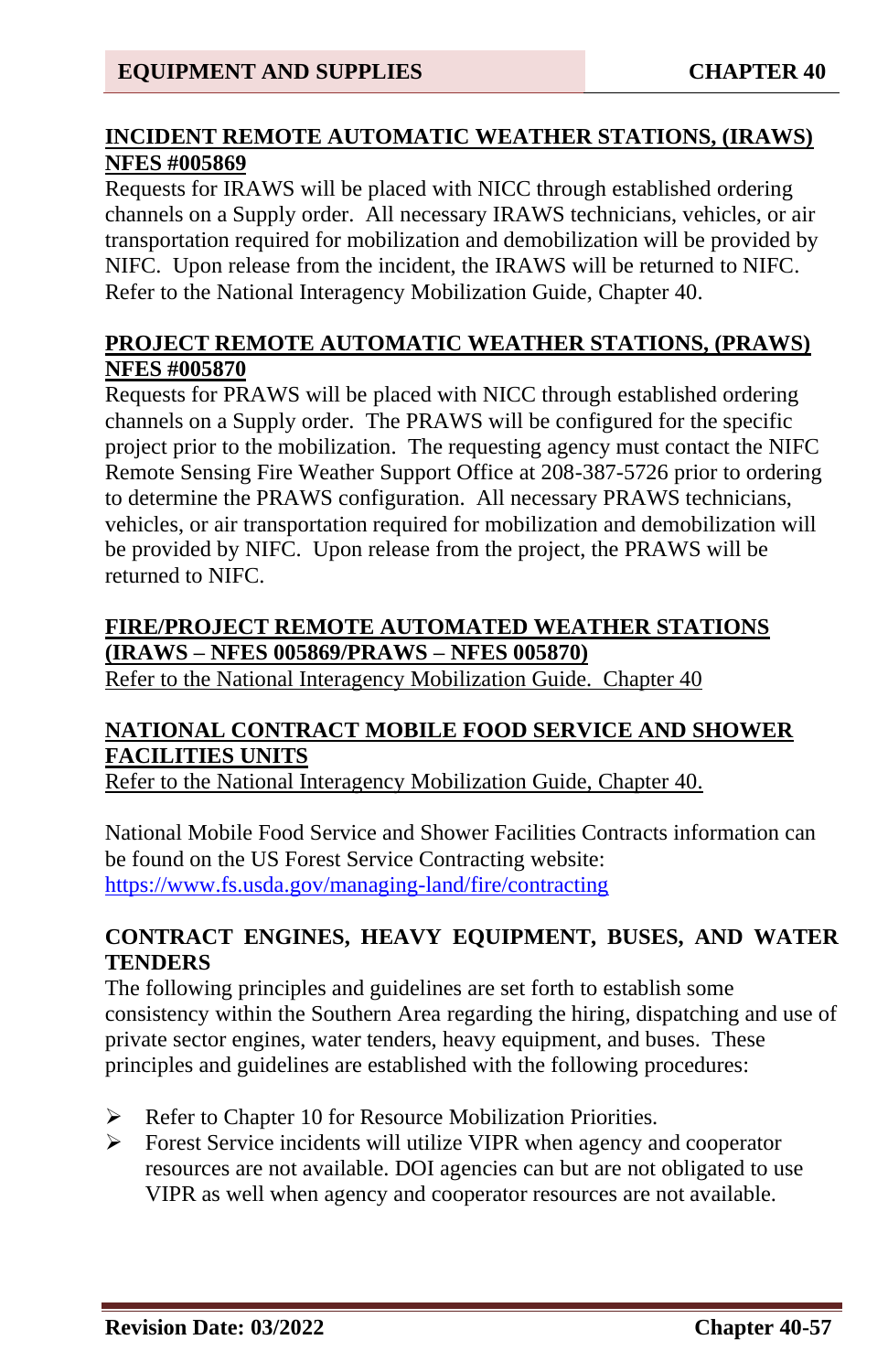## INCIDENT REMOTE AUTOMATIC WEATHER STATIONS, (IRAWS) NFES #005869

Requests for IRAWS will be placed with NICC through established ordering channels on a Supply order. All necessary IRAWS technicians, vehicles, or air transportation required for mobilization and demobilization will be provided by NIFC. Upon release from the incident, the IRAWS will be returned to NIFC. Refer to the National Interagency Mobilization Guide, Chapter 40.

## PROJECT REMOTE AUTOMATIC WEATHER STATIONS, (PRAWS) NFES #005870

Requests for PRAWS will be placed with NICC through established ordering channels on a Supply order. The PRAWS will be configured for the specific project prior to the mobilization. The requesting agency must contact the NIFC Remote Sensing Fire Weather Support Office at 208-387-5726 prior to ordering to determine the PRAWS configuration. All necessary PRAWS technicians, vehicles, or air transportation required for mobilization and demobilization will be provided by NIFC. Upon release from the project, the PRAWS will be returned to NIFC.

## FIRE/PROJECT REMOTE AUTOMATED WEATHER STATIONS (IRAWS – NFES 005869/PRAWS – NFES 005870)

Refer to the National Interagency Mobilization Guide. Chapter 40

## NATIONAL CONTRACT MOBILE FOOD SERVICE AND SHOWER FACILITIES UNITS

Refer to the National Interagency Mobilization Guide, Chapter 40.

National Mobile Food Service and Shower Facilities Contracts information can be found on the US Forest Service Contracting website: https://www.fs.usda.gov/managing-land/fire/contracting

## CONTRACT ENGINES, HEAVY EQUIPMENT, BUSES, AND WATER TENDERS

The following principles and guidelines are set forth to establish some consistency within the Southern Area regarding the hiring, dispatching and use of private sector engines, water tenders, heavy equipment, and buses. These principles and guidelines are established with the following procedures:

- Refer to Chapter 10 for Resource Mobilization Priorities.
- Forest Service incidents will utilize VIPR when agency and cooperator resources are not available. DOI agencies can but are not obligated to use VIPR as well when agency and cooperator resources are not available.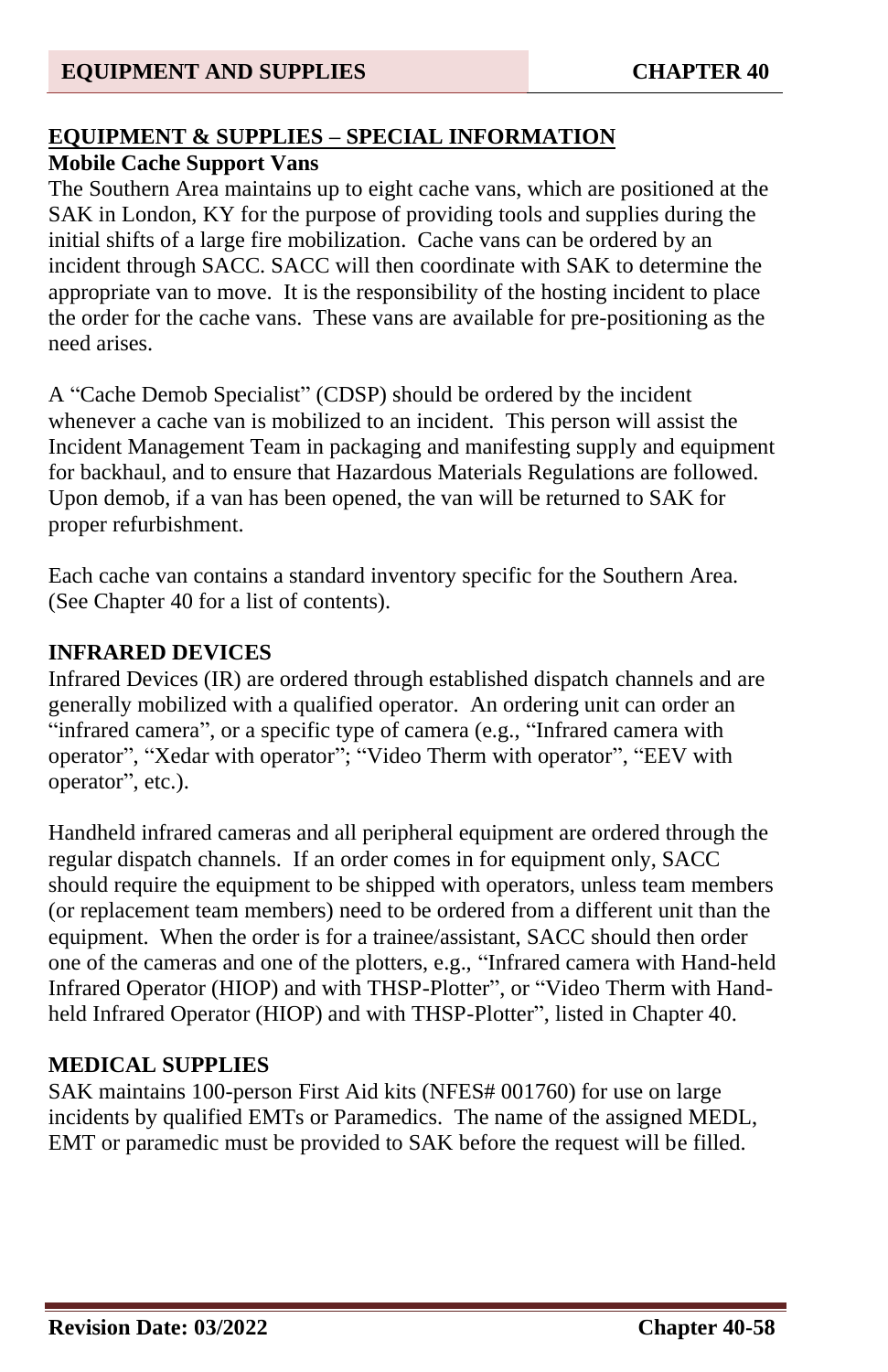## EQUIPMENT & SUPPLIES – SPECIAL INFORMATION

**Mobile Cache Support Vans**

The Southern Area maintains up to eight cache vans, which are positioned at the SAK in London, KY for the purpose of providing tools and supplies during the initial shifts of a large fire mobilization. Cache vans can be ordered by an incident through SACC. SACC will then coordinate with SAK to determine the appropriate van to move. It is the responsibility of the hosting incident to place the order for the cache vans. These vans are available for pre-positioning as the need arises.

A "Cache Demob Specialist" (CDSP) should be ordered by the incident whenever a cache van is mobilized to an incident. This person will assist the Incident Management Team in packaging and manifesting supply and equipment for backhaul, and to ensure that Hazardous Materials Regulations are followed. Upon demob, if a van has been opened, the van will be returned to SAK for proper refurbishment.

Each cache van contains a standard inventory specific for the Southern Area. (See Chapter 40 for a list of contents).

### INFRARED DEVICES

Infrared Devices (IR) are ordered through established dispatch channels and are generally mobilized with a qualified operator. An ordering unit can order an "infrared camera", or a specific type of camera (e.g., "Infrared camera with operator", "Xedar with operator"; "Video Therm with operator", "EEV with operator", etc.).

Handheld infrared cameras and all peripheral equipment are ordered through the regular dispatch channels. If an order comes in for equipment only, SACC should require the equipment to be shipped with operators, unless team members (or replacement team members) need to be ordered from a different unit than the equipment. When the order is for a trainee/assistant, SACC should then order one of the cameras and one of the plotters, e.g., "Infrared camera with Hand-held Infrared Operator (HIOP) and with THSP-Plotter", or "Video Therm with Hand-held Infrared Operator (HIOP) and with THSP-Plotter", listed in Chapter 40.

### MEDICAL SUPPLIES

SAK maintains 100-person First Aid kits (NFES# 001760) for use on large incidents by qualified EMTs or Paramedics. The name of the assigned MEDL, EMT or paramedic must be provided to SAK before the request will be filled.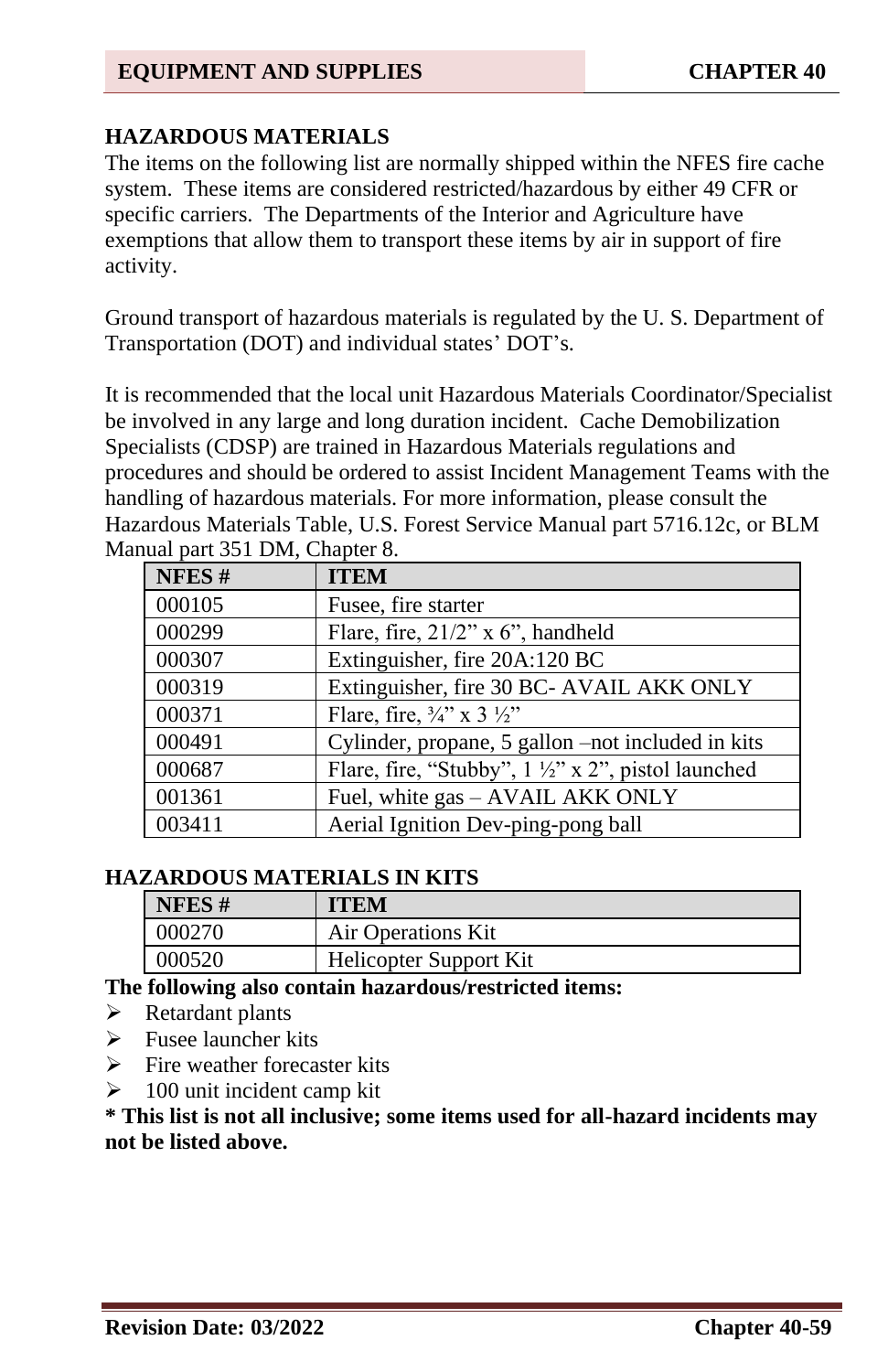## HAZARDOUS MATERIALS

The items on the following list are normally shipped within the NFES fire cache system. These items are considered restricted/hazardous by either 49 CFR or specific carriers. The Departments of the Interior and Agriculture have exemptions that allow them to transport these items by air in support of fire activity.

Ground transport of hazardous materials is regulated by the U. S. Department of Transportation (DOT) and individual states' DOT's.

It is recommended that the local unit Hazardous Materials Coordinator/Specialist be involved in any large and long duration incident. Cache Demobilization Specialists (CDSP) are trained in Hazardous Materials regulations and procedures and should be ordered to assist Incident Management Teams with the handling of hazardous materials. For more information, please consult the Hazardous Materials Table, U.S. Forest Service Manual part 5716.12c, or BLM Manual part 351 DM, Chapter 8.

| NFES # | ITEM |
|---|---|
| 000105 | Fusee, fire starter |
| 000299 | Flare, fire, 21/2" x 6", handheld |
| 000307 | Extinguisher, fire 20A:120 BC |
| 000319 | Extinguisher, fire 30 BC- AVAIL AKK ONLY |
| 000371 | Flare, fire, ¾" x 3 ½" |
| 000491 | Cylinder, propane, 5 gallon –not included in kits |
| 000687 | Flare, fire, "Stubby", 1 ½" x 2", pistol launched |
| 001361 | Fuel, white gas – AVAIL AKK ONLY |
| 003411 | Aerial Ignition Dev-ping-pong ball |

## HAZARDOUS MATERIALS IN KITS

| NFES # | ITEM |
|---|---|
| 000270 | Air Operations Kit |
| 000520 | Helicopter Support Kit |

**The following also contain hazardous/restricted items:**

- Retardant plants
- Fusee launcher kits
- Fire weather forecaster kits
- 100 unit incident camp kit

**\* This list is not all inclusive; some items used for all-hazard incidents may not be listed above.**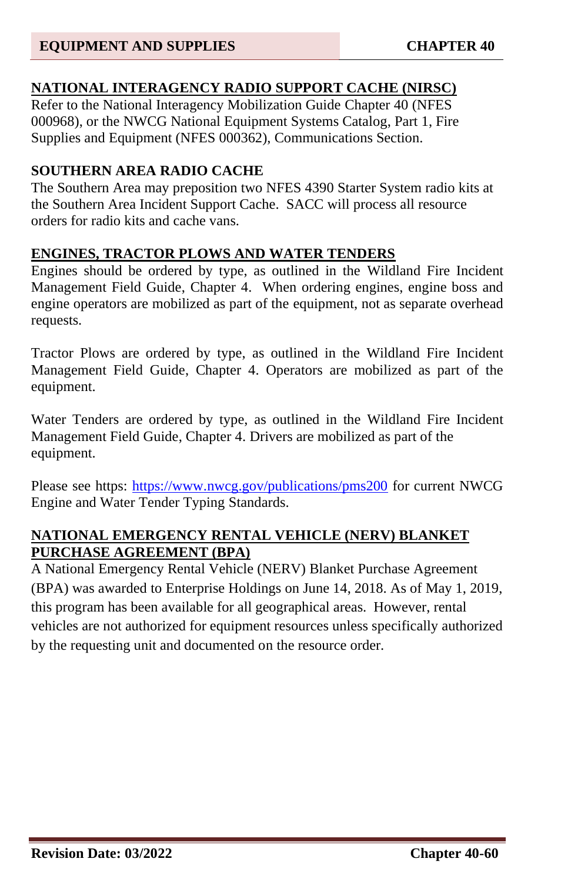## NATIONAL INTERAGENCY RADIO SUPPORT CACHE (NIRSC)

Refer to the National Interagency Mobilization Guide Chapter 40 (NFES 000968), or the NWCG National Equipment Systems Catalog, Part 1, Fire Supplies and Equipment (NFES 000362), Communications Section.

## SOUTHERN AREA RADIO CACHE

The Southern Area may preposition two NFES 4390 Starter System radio kits at the Southern Area Incident Support Cache. SACC will process all resource orders for radio kits and cache vans.

## ENGINES, TRACTOR PLOWS AND WATER TENDERS

Engines should be ordered by type, as outlined in the Wildland Fire Incident Management Field Guide, Chapter 4. When ordering engines, engine boss and engine operators are mobilized as part of the equipment, not as separate overhead requests.

Tractor Plows are ordered by type, as outlined in the Wildland Fire Incident Management Field Guide, Chapter 4. Operators are mobilized as part of the equipment.

Water Tenders are ordered by type, as outlined in the Wildland Fire Incident Management Field Guide, Chapter 4. Drivers are mobilized as part of the equipment.

Please see https: https://www.nwcg.gov/publications/pms200 for current NWCG Engine and Water Tender Typing Standards.

## NATIONAL EMERGENCY RENTAL VEHICLE (NERV) BLANKET PURCHASE AGREEMENT (BPA)

A National Emergency Rental Vehicle (NERV) Blanket Purchase Agreement (BPA) was awarded to Enterprise Holdings on June 14, 2018. As of May 1, 2019, this program has been available for all geographical areas. However, rental vehicles are not authorized for equipment resources unless specifically authorized by the requesting unit and documented on the resource order.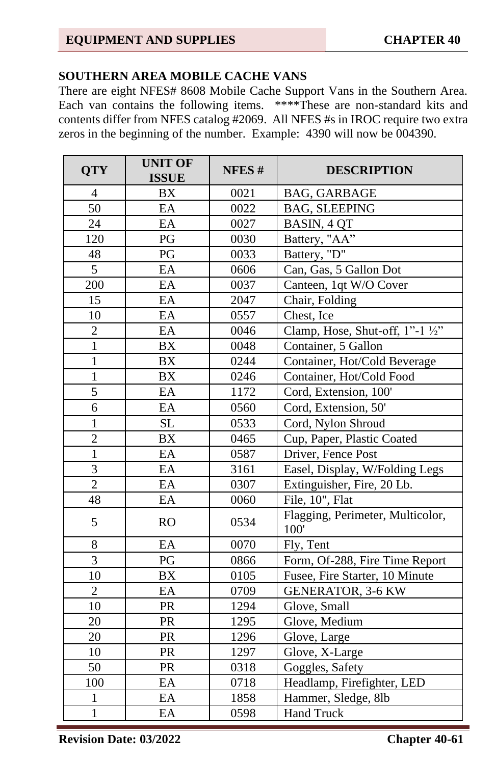## SOUTHERN AREA MOBILE CACHE VANS

There are eight NFES# 8608 Mobile Cache Support Vans in the Southern Area. Each van contains the following items. ****These are non-standard kits and contents differ from NFES catalog #2069. All NFES #s in IROC require two extra zeros in the beginning of the number. Example: 4390 will now be 004390.

| QTY | UNIT OF ISSUE | NFES # | DESCRIPTION |
|---|---|---|---|
| 4 | BX | 0021 | BAG, GARBAGE |
| 50 | EA | 0022 | BAG, SLEEPING |
| 24 | EA | 0027 | BASIN, 4 QT |
| 120 | PG | 0030 | Battery, "AA" |
| 48 | PG | 0033 | Battery, "D" |
| 5 | EA | 0606 | Can, Gas, 5 Gallon Dot |
| 200 | EA | 0037 | Canteen, 1qt W/O Cover |
| 15 | EA | 2047 | Chair, Folding |
| 10 | EA | 0557 | Chest, Ice |
| 2 | EA | 0046 | Clamp, Hose, Shut-off, 1"-1 ½" |
| 1 | BX | 0048 | Container, 5 Gallon |
| 1 | BX | 0244 | Container, Hot/Cold Beverage |
| 1 | BX | 0246 | Container, Hot/Cold Food |
| 5 | EA | 1172 | Cord, Extension, 100' |
| 6 | EA | 0560 | Cord, Extension, 50' |
| 1 | SL | 0533 | Cord, Nylon Shroud |
| 2 | BX | 0465 | Cup, Paper, Plastic Coated |
| 1 | EA | 0587 | Driver, Fence Post |
| 3 | EA | 3161 | Easel, Display, W/Folding Legs |
| 2 | EA | 0307 | Extinguisher, Fire, 20 Lb. |
| 48 | EA | 0060 | File, 10", Flat |
| 5 | RO | 0534 | Flagging, Perimeter, Multicolor, 100' |
| 8 | EA | 0070 | Fly, Tent |
| 3 | PG | 0866 | Form, Of-288, Fire Time Report |
| 10 | BX | 0105 | Fusee, Fire Starter, 10 Minute |
| 2 | EA | 0709 | GENERATOR, 3-6 KW |
| 10 | PR | 1294 | Glove, Small |
| 20 | PR | 1295 | Glove, Medium |
| 20 | PR | 1296 | Glove, Large |
| 10 | PR | 1297 | Glove, X-Large |
| 50 | PR | 0318 | Goggles, Safety |
| 100 | EA | 0718 | Headlamp, Firefighter, LED |
| 1 | EA | 1858 | Hammer, Sledge, 8lb |
| 1 | EA | 0598 | Hand Truck |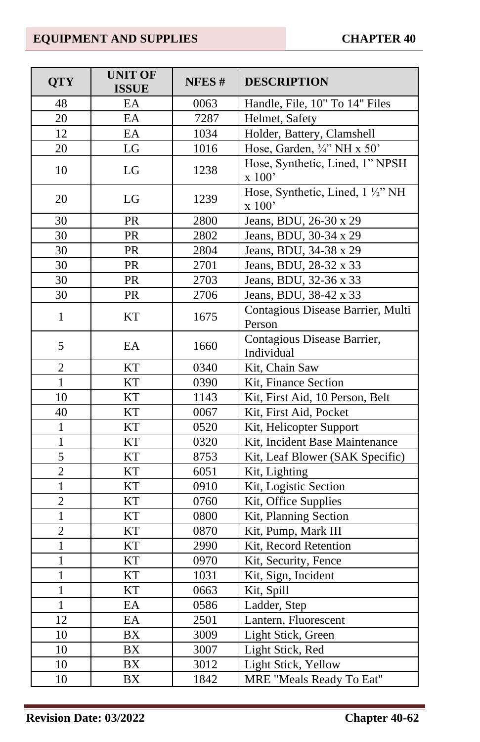| QTY | UNIT OF ISSUE | NFES # | DESCRIPTION |
|---|---|---|---|
| 48 | EA | 0063 | Handle, File, 10" To 14" Files |
| 20 | EA | 7287 | Helmet, Safety |
| 12 | EA | 1034 | Holder, Battery, Clamshell |
| 20 | LG | 1016 | Hose, Garden, ¾" NH x 50' |
| 10 | LG | 1238 | Hose, Synthetic, Lined, 1" NPSH x 100' |
| 20 | LG | 1239 | Hose, Synthetic, Lined, 1 ½" NH x 100' |
| 30 | PR | 2800 | Jeans, BDU, 26-30 x 29 |
| 30 | PR | 2802 | Jeans, BDU, 30-34 x 29 |
| 30 | PR | 2804 | Jeans, BDU, 34-38 x 29 |
| 30 | PR | 2701 | Jeans, BDU, 28-32 x 33 |
| 30 | PR | 2703 | Jeans, BDU, 32-36 x 33 |
| 30 | PR | 2706 | Jeans, BDU, 38-42 x 33 |
| 1 | KT | 1675 | Contagious Disease Barrier, Multi Person |
| 5 | EA | 1660 | Contagious Disease Barrier, Individual |
| 2 | KT | 0340 | Kit, Chain Saw |
| 1 | KT | 0390 | Kit, Finance Section |
| 10 | KT | 1143 | Kit, First Aid, 10 Person, Belt |
| 40 | KT | 0067 | Kit, First Aid, Pocket |
| 1 | KT | 0520 | Kit, Helicopter Support |
| 1 | KT | 0320 | Kit, Incident Base Maintenance |
| 5 | KT | 8753 | Kit, Leaf Blower (SAK Specific) |
| 2 | KT | 6051 | Kit, Lighting |
| 1 | KT | 0910 | Kit, Logistic Section |
| 2 | KT | 0760 | Kit, Office Supplies |
| 1 | KT | 0800 | Kit, Planning Section |
| 2 | KT | 0870 | Kit, Pump, Mark III |
| 1 | KT | 2990 | Kit, Record Retention |
| 1 | KT | 0970 | Kit, Security, Fence |
| 1 | KT | 1031 | Kit, Sign, Incident |
| 1 | KT | 0663 | Kit, Spill |
| 1 | EA | 0586 | Ladder, Step |
| 12 | EA | 2501 | Lantern, Fluorescent |
| 10 | BX | 3009 | Light Stick, Green |
| 10 | BX | 3007 | Light Stick, Red |
| 10 | BX | 3012 | Light Stick, Yellow |
| 10 | BX | 1842 | MRE "Meals Ready To Eat" |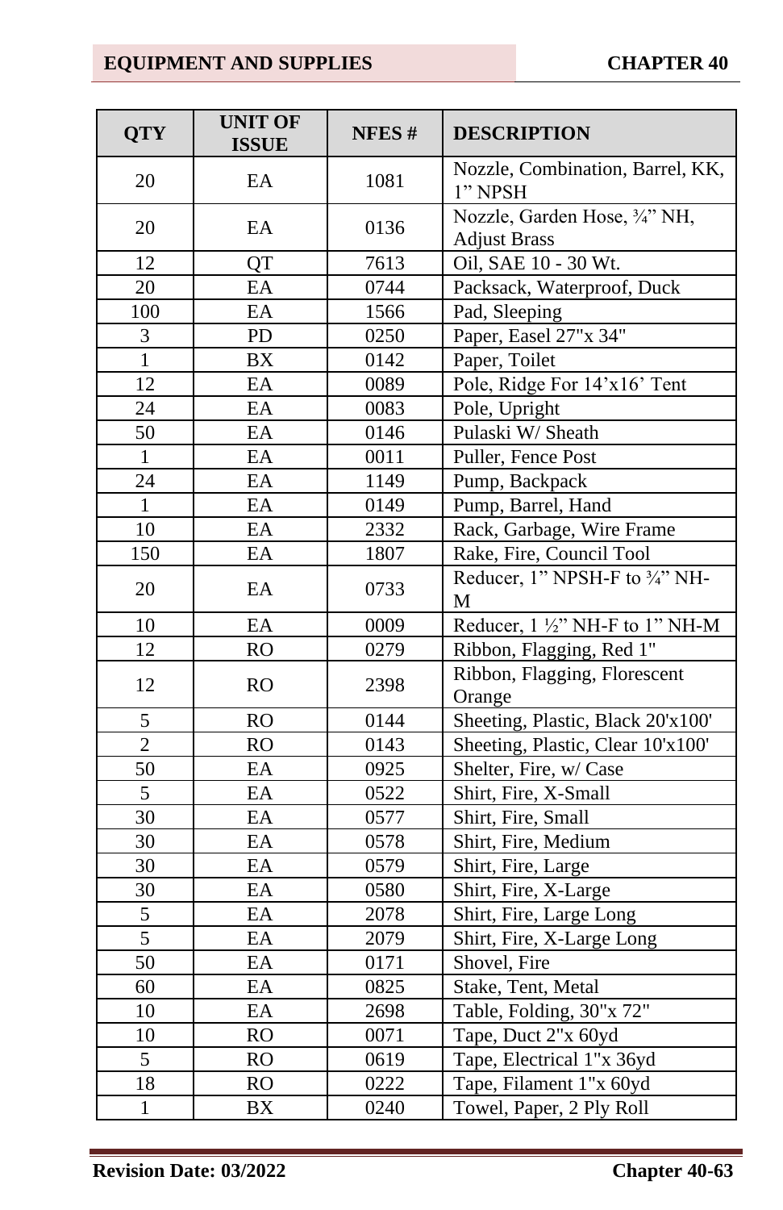| QTY | UNIT OF ISSUE | NFES # | DESCRIPTION |
|---|---|---|---|
| 20 | EA | 1081 | Nozzle, Combination, Barrel, KK, 1” NPSH |
| 20 | EA | 0136 | Nozzle, Garden Hose, ¾” NH, Adjust Brass |
| 12 | QT | 7613 | Oil, SAE 10 - 30 Wt. |
| 20 | EA | 0744 | Packsack, Waterproof, Duck |
| 100 | EA | 1566 | Pad, Sleeping |
| 3 | PD | 0250 | Paper, Easel 27"x 34" |
| 1 | BX | 0142 | Paper, Toilet |
| 12 | EA | 0089 | Pole, Ridge For 14’x16’ Tent |
| 24 | EA | 0083 | Pole, Upright |
| 50 | EA | 0146 | Pulaski W/ Sheath |
| 1 | EA | 0011 | Puller, Fence Post |
| 24 | EA | 1149 | Pump, Backpack |
| 1 | EA | 0149 | Pump, Barrel, Hand |
| 10 | EA | 2332 | Rack, Garbage, Wire Frame |
| 150 | EA | 1807 | Rake, Fire, Council Tool |
| 20 | EA | 0733 | Reducer, 1” NPSH-F to ¾” NH-M |
| 10 | EA | 0009 | Reducer, 1 ½” NH-F to 1” NH-M |
| 12 | RO | 0279 | Ribbon, Flagging, Red 1" |
| 12 | RO | 2398 | Ribbon, Flagging, Florescent Orange |
| 5 | RO | 0144 | Sheeting, Plastic, Black 20'x100' |
| 2 | RO | 0143 | Sheeting, Plastic, Clear 10'x100' |
| 50 | EA | 0925 | Shelter, Fire, w/ Case |
| 5 | EA | 0522 | Shirt, Fire, X-Small |
| 30 | EA | 0577 | Shirt, Fire, Small |
| 30 | EA | 0578 | Shirt, Fire, Medium |
| 30 | EA | 0579 | Shirt, Fire, Large |
| 30 | EA | 0580 | Shirt, Fire, X-Large |
| 5 | EA | 2078 | Shirt, Fire, Large Long |
| 5 | EA | 2079 | Shirt, Fire, X-Large Long |
| 50 | EA | 0171 | Shovel, Fire |
| 60 | EA | 0825 | Stake, Tent, Metal |
| 10 | EA | 2698 | Table, Folding, 30"x 72" |
| 10 | RO | 0071 | Tape, Duct 2"x 60yd |
| 5 | RO | 0619 | Tape, Electrical 1"x 36yd |
| 18 | RO | 0222 | Tape, Filament 1"x 60yd |
| 1 | BX | 0240 | Towel, Paper, 2 Ply Roll |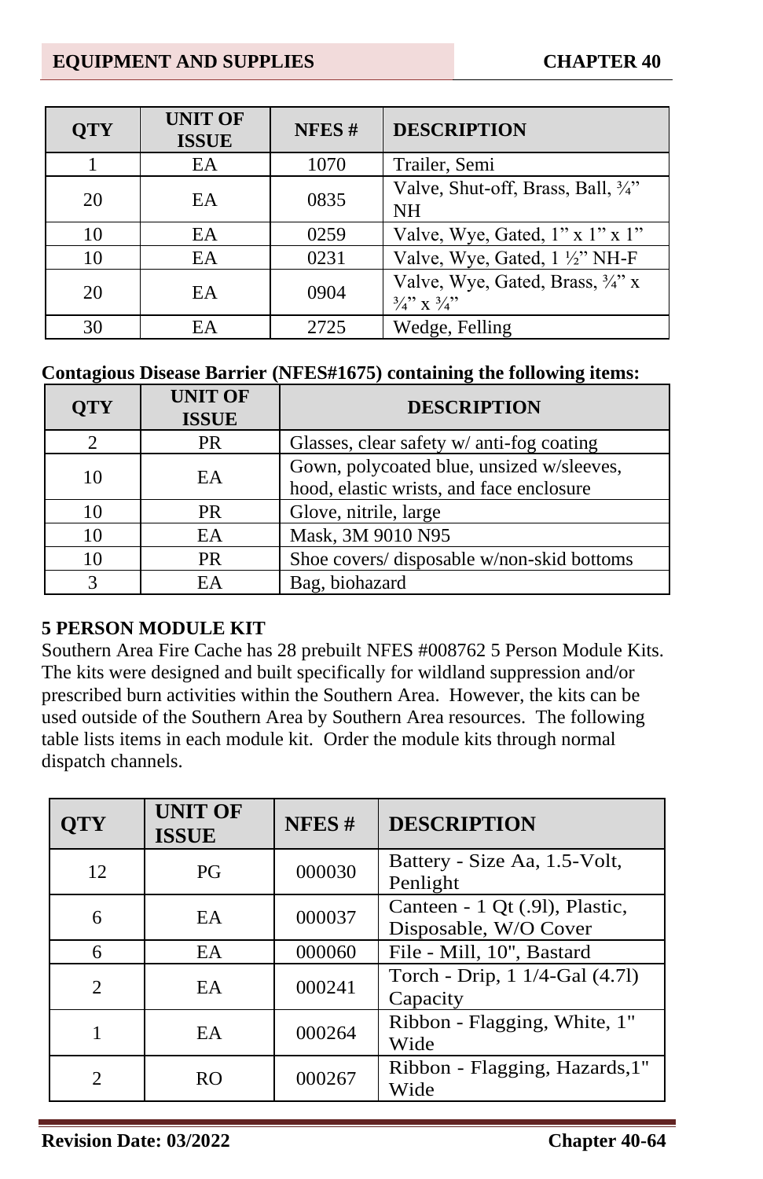| QTY | UNIT OF ISSUE | NFES # | DESCRIPTION |
|---|---|---|---|
| 1 | EA | 1070 | Trailer, Semi |
| 20 | EA | 0835 | Valve, Shut-off, Brass, Ball, ¾” NH |
| 10 | EA | 0259 | Valve, Wye, Gated, 1” x 1” x 1” |
| 10 | EA | 0231 | Valve, Wye, Gated, 1 ½” NH-F |
| 20 | EA | 0904 | Valve, Wye, Gated, Brass, ¾” x ¾” x ¾” |
| 30 | EA | 2725 | Wedge, Felling |

**Contagious Disease Barrier (NFES#1675) containing the following items:**

| QTY | UNIT OF ISSUE | DESCRIPTION |
|---|---|---|
| 2 | PR | Glasses, clear safety w/ anti-fog coating |
| 10 | EA | Gown, polycoated blue, unsized w/sleeves, hood, elastic wrists, and face enclosure |
| 10 | PR | Glove, nitrile, large |
| 10 | EA | Mask, 3M 9010 N95 |
| 10 | PR | Shoe covers/ disposable w/non-skid bottoms |
| 3 | EA | Bag, biohazard |

**5 PERSON MODULE KIT**

Southern Area Fire Cache has 28 prebuilt NFES #008762 5 Person Module Kits. The kits were designed and built specifically for wildland suppression and/or prescribed burn activities within the Southern Area. However, the kits can be used outside of the Southern Area by Southern Area resources. The following table lists items in each module kit. Order the module kits through normal dispatch channels.

| QTY | UNIT OF ISSUE | NFES # | DESCRIPTION |
|---|---|---|---|
| 12 | PG | 000030 | Battery - Size Aa, 1.5-Volt, Penlight |
| 6 | EA | 000037 | Canteen - 1 Qt (.9l), Plastic, Disposable, W/O Cover |
| 6 | EA | 000060 | File - Mill, 10", Bastard |
| 2 | EA | 000241 | Torch - Drip, 1 1/4-Gal (4.7l) Capacity |
| 1 | EA | 000264 | Ribbon - Flagging, White, 1" Wide |
| 2 | RO | 000267 | Ribbon - Flagging, Hazards,1" Wide |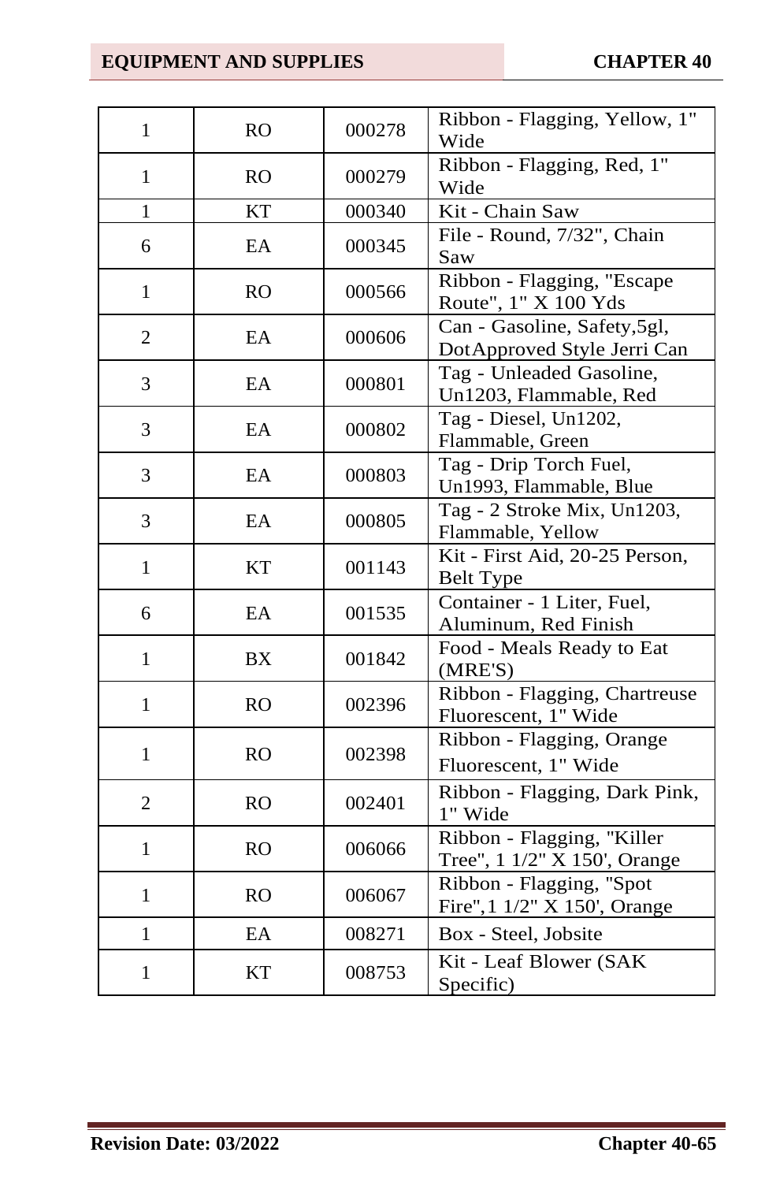| 1 | RO | 000278 | Ribbon - Flagging, Yellow, 1" Wide |
|---|---|---|---|
| 1 | RO | 000279 | Ribbon - Flagging, Red, 1" Wide |
| 1 | KT | 000340 | Kit - Chain Saw |
| 6 | EA | 000345 | File - Round, 7/32", Chain Saw |
| 1 | RO | 000566 | Ribbon - Flagging, "Escape Route", 1" X 100 Yds |
| 2 | EA | 000606 | Can - Gasoline, Safety,5gl, DotApproved Style Jerri Can |
| 3 | EA | 000801 | Tag - Unleaded Gasoline, Un1203, Flammable, Red |
| 3 | EA | 000802 | Tag - Diesel, Un1202, Flammable, Green |
| 3 | EA | 000803 | Tag - Drip Torch Fuel, Un1993, Flammable, Blue |
| 3 | EA | 000805 | Tag - 2 Stroke Mix, Un1203, Flammable, Yellow |
| 1 | KT | 001143 | Kit - First Aid, 20-25 Person, Belt Type |
| 6 | EA | 001535 | Container - 1 Liter, Fuel, Aluminum, Red Finish |
| 1 | BX | 001842 | Food - Meals Ready to Eat (MRE'S) |
| 1 | RO | 002396 | Ribbon - Flagging, Chartreuse Fluorescent, 1" Wide |
| 1 | RO | 002398 | Ribbon - Flagging, Orange Fluorescent, 1" Wide |
| 2 | RO | 002401 | Ribbon - Flagging, Dark Pink, 1" Wide |
| 1 | RO | 006066 | Ribbon - Flagging, "Killer Tree", 1 1/2" X 150', Orange |
| 1 | RO | 006067 | Ribbon - Flagging, "Spot Fire",1 1/2" X 150', Orange |
| 1 | EA | 008271 | Box - Steel, Jobsite |
| 1 | KT | 008753 | Kit - Leaf Blower (SAK Specific) |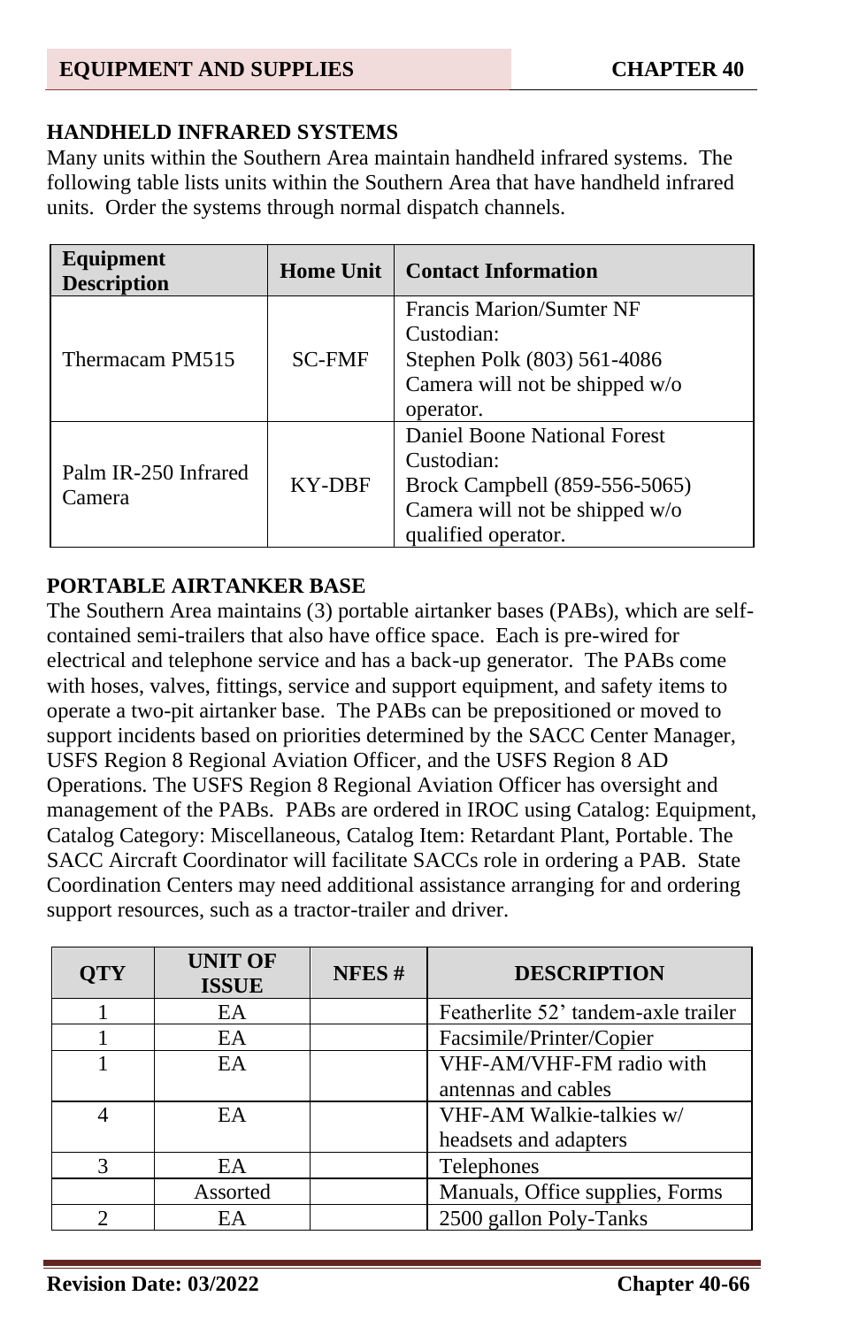## HANDHELD INFRARED SYSTEMS

Many units within the Southern Area maintain handheld infrared systems. The following table lists units within the Southern Area that have handheld infrared units. Order the systems through normal dispatch channels.

| Equipment Description | Home Unit | Contact Information |
|---|---|---|
| Thermacam PM515 | SC-FMF | Francis Marion/Sumter NF Custodian: Stephen Polk (803) 561-4086 Camera will not be shipped w/o operator. |
| Palm IR-250 Infrared Camera | KY-DBF | Daniel Boone National Forest Custodian: Brock Campbell (859-556-5065) Camera will not be shipped w/o qualified operator. |

## PORTABLE AIRTANKER BASE

The Southern Area maintains (3) portable airtanker bases (PABs), which are self-contained semi-trailers that also have office space. Each is pre-wired for electrical and telephone service and has a back-up generator. The PABs come with hoses, valves, fittings, service and support equipment, and safety items to operate a two-pit airtanker base. The PABs can be prepositioned or moved to support incidents based on priorities determined by the SACC Center Manager, USFS Region 8 Regional Aviation Officer, and the USFS Region 8 AD Operations. The USFS Region 8 Regional Aviation Officer has oversight and management of the PABs. PABs are ordered in IROC using Catalog: Equipment, Catalog Category: Miscellaneous, Catalog Item: Retardant Plant, Portable. The SACC Aircraft Coordinator will facilitate SACCs role in ordering a PAB. State Coordination Centers may need additional assistance arranging for and ordering support resources, such as a tractor-trailer and driver.

| QTY | UNIT OF ISSUE | NFES # | DESCRIPTION |
|---|---|---|---|
| 1 | EA | | Featherlite 52' tandem-axle trailer |
| 1 | EA | | Facsimile/Printer/Copier |
| 1 | EA | | VHF-AM/VHF-FM radio with antennas and cables |
| 4 | EA | | VHF-AM Walkie-talkies w/ headsets and adapters |
| 3 | EA | | Telephones |
| | Assorted | | Manuals, Office supplies, Forms |
| 2 | EA | | 2500 gallon Poly-Tanks |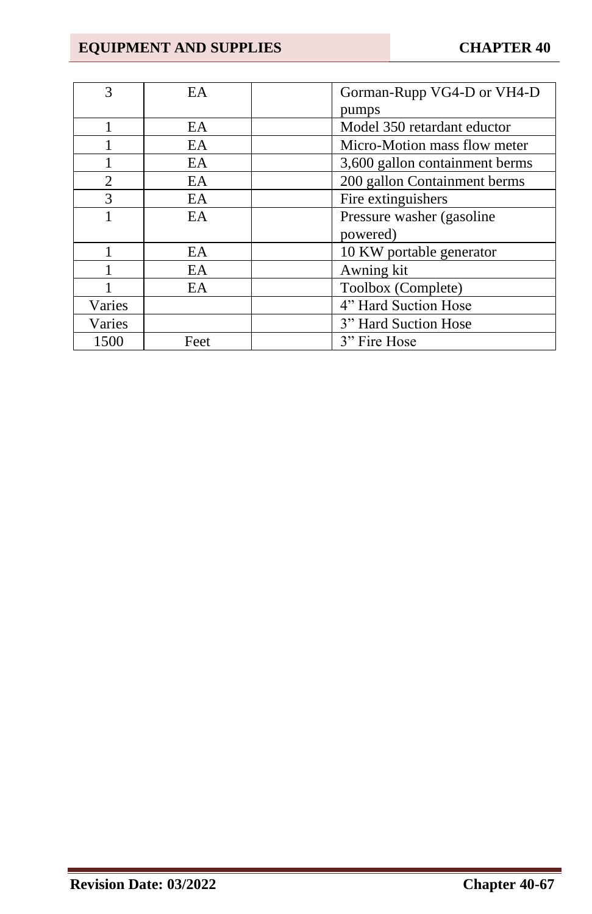| | | | |
|---|---|---|---|
| 3 | EA | | Gorman-Rupp VG4-D or VH4-D pumps |
| 1 | EA | | Model 350 retardant eductor |
| 1 | EA | | Micro-Motion mass flow meter |
| 1 | EA | | 3,600 gallon containment berms |
| 2 | EA | | 200 gallon Containment berms |
| 3 | EA | | Fire extinguishers |
| 1 | EA | | Pressure washer (gasoline powered) |
| 1 | EA | | 10 KW portable generator |
| 1 | EA | | Awning kit |
| 1 | EA | | Toolbox (Complete) |
| Varies | | | 4” Hard Suction Hose |
| Varies | | | 3” Hard Suction Hose |
| 1500 | Feet | | 3” Fire Hose |